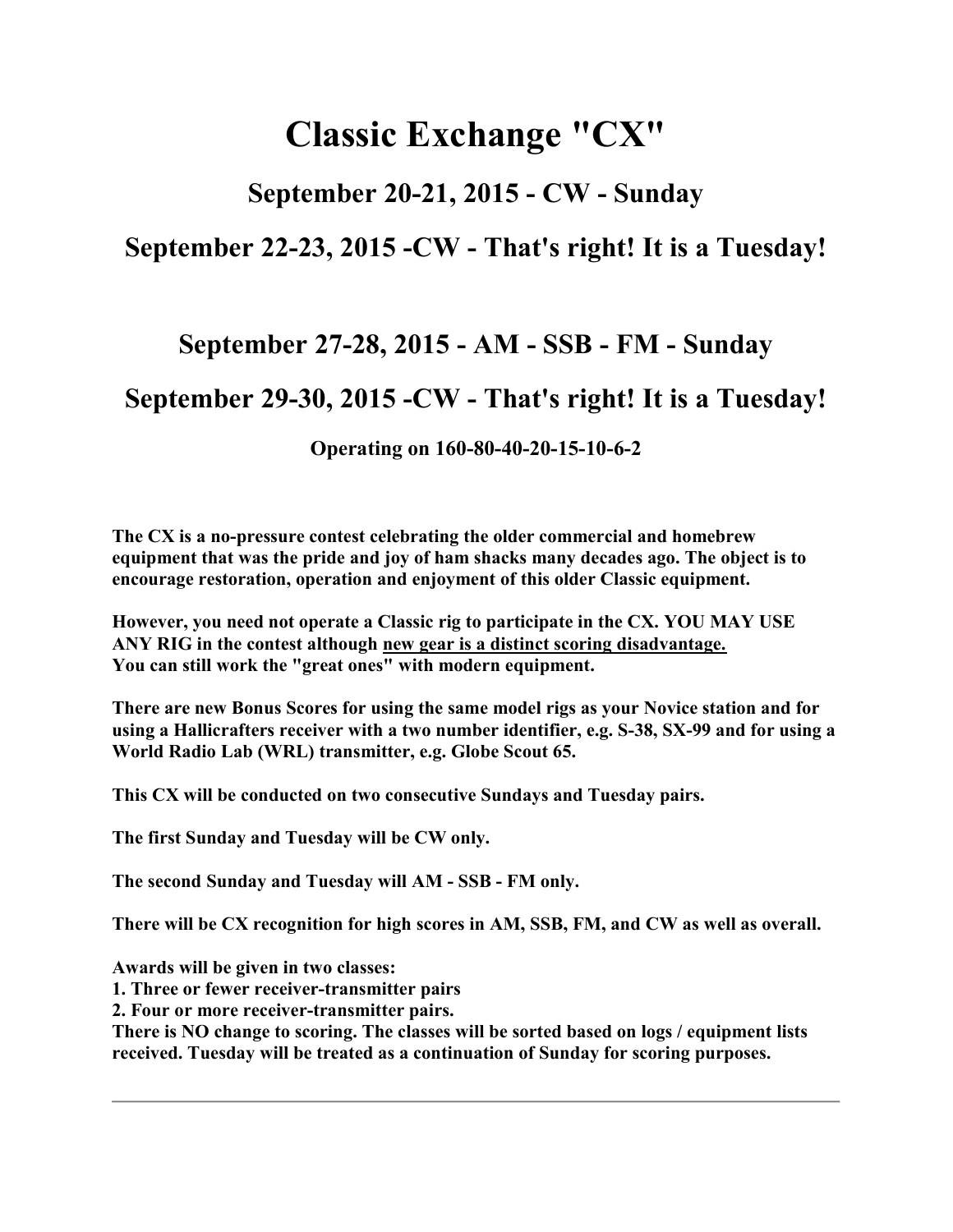# Classic Exchange "CX"

## September 20-21, 2015 - CW - Sunday

## September 22-23, 2015 -CW - That's right! It is a Tuesday!

## September 27-28, 2015 - AM - SSB - FM - Sunday

## September 29-30, 2015 -CW - That's right! It is a Tuesday!

### Operating on 160-80-40-20-15-10-6-2

**The CX is a no-pressure contest celebrating the older commercial and homebrew equipment that was the pride and joy of ham shacks many decades ago. The object is to encourage restoration, operation and enjoyment of this older Classic equipment.**

**However, you need not operate a Classic rig to participate in the CX. YOU MAY USE ANY RIG in the contest although <u>new gear is a distinct scoring disadvantage.</u>
You can still work the "great ones" with modern equipment.**

**There are new Bonus Scores for using the same model rigs as your Novice station and for using a Hallicrafters receiver with a two number identifier, e.g. S-38, SX-99 and for using a World Radio Lab (WRL) transmitter, e.g. Globe Scout 65.**

**This CX will be conducted on two consecutive Sundays and Tuesday pairs.**

**The first Sunday and Tuesday will be CW only.**

**The second Sunday and Tuesday will AM - SSB - FM only.**

**There will be CX recognition for high scores in AM, SSB, FM, and CW as well as overall.**

**Awards will be given in two classes:**
**1. Three or fewer receiver-transmitter pairs**
**2. Four or more receiver-transmitter pairs.**
**There is NO change to scoring. The classes will be sorted based on logs / equipment lists received. Tuesday will be treated as a continuation of Sunday for scoring purposes.**

---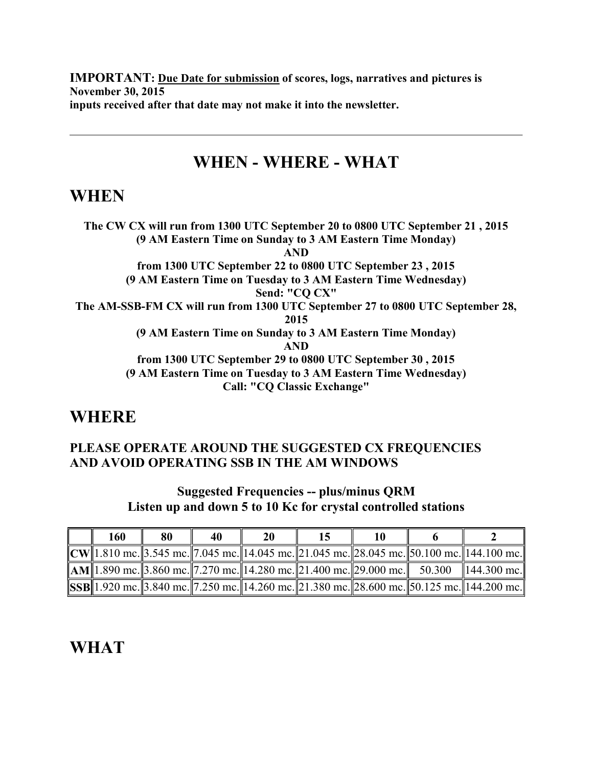**IMPORTANT:** **Due Date for submission** **of scores, logs, narratives and pictures is November 30, 2015**
**inputs received after that date may not make it into the newsletter.**

---

# WHEN - WHERE - WHAT

## WHEN

**The CW CX will run from 1300 UTC September 20 to 0800 UTC September 21 , 2015**
**(9 AM Eastern Time on Sunday to 3 AM Eastern Time Monday)**
**AND**
**from 1300 UTC September 22 to 0800 UTC September 23 , 2015**
**(9 AM Eastern Time on Tuesday to 3 AM Eastern Time Wednesday)**
**Send: "CQ CX"**
**The AM-SSB-FM CX will run from 1300 UTC September 27 to 0800 UTC September 28, 2015**
**(9 AM Eastern Time on Sunday to 3 AM Eastern Time Monday)**
**AND**
**from 1300 UTC September 29 to 0800 UTC September 30 , 2015**
**(9 AM Eastern Time on Tuesday to 3 AM Eastern Time Wednesday)**
**Call: "CQ Classic Exchange"**

## WHERE

### PLEASE OPERATE AROUND THE SUGGESTED CX FREQUENCIES AND AVOID OPERATING SSB IN THE AM WINDOWS

**Suggested Frequencies -- plus/minus QRM**
**Listen up and down 5 to 10 Kc for crystal controlled stations**

| | 160 | 80 | 40 | 20 | 15 | 10 | 6 | 2 |
|---|---|---|---|---|---|---|---|---|
| **CW** | 1.810 mc. | 3.545 mc. | 7.045 mc. | 14.045 mc. | 21.045 mc. | 28.045 mc. | 50.100 mc. | 144.100 mc. |
| **AM** | 1.890 mc. | 3.860 mc. | 7.270 mc. | 14.280 mc. | 21.400 mc. | 29.000 mc. | 50.300 | 144.300 mc. |
| **SSB** | 1.920 mc. | 3.840 mc. | 7.250 mc. | 14.260 mc. | 21.380 mc. | 28.600 mc. | 50.125 mc. | 144.200 mc. |

## WHAT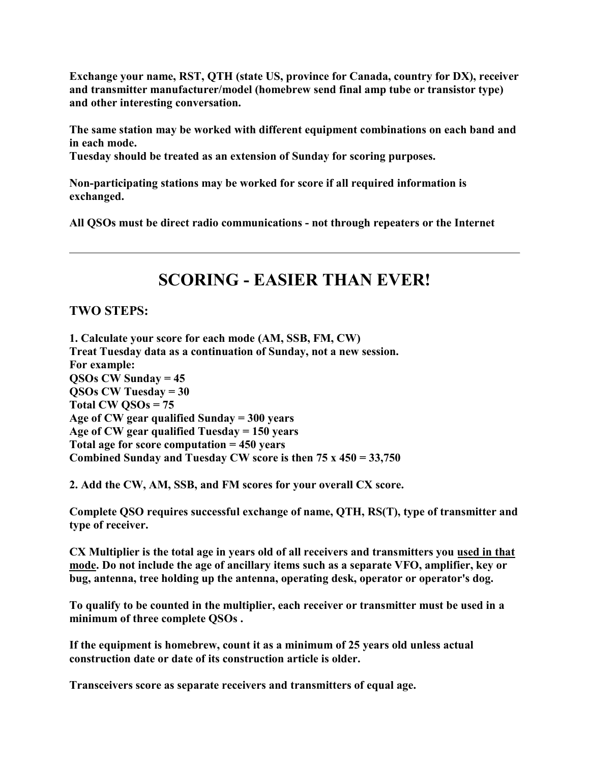**Exchange your name, RST, QTH (state US, province for Canada, country for DX), receiver and transmitter manufacturer/model (homebrew send final amp tube or transistor type) and other interesting conversation.**

**The same station may be worked with different equipment combinations on each band and in each mode.**
**Tuesday should be treated as an extension of Sunday for scoring purposes.**

**Non-participating stations may be worked for score if all required information is exchanged.**

**All QSOs must be direct radio communications - not through repeaters or the Internet**

---

# SCORING - EASIER THAN EVER!

### TWO STEPS:

**1. Calculate your score for each mode (AM, SSB, FM, CW)**
**Treat Tuesday data as a continuation of Sunday, not a new session.**
**For example:**
**QSOs CW Sunday = 45**
**QSOs CW Tuesday = 30**
**Total CW QSOs = 75**
**Age of CW gear qualified Sunday = 300 years**
**Age of CW gear qualified Tuesday = 150 years**
**Total age for score computation = 450 years**
**Combined Sunday and Tuesday CW score is then 75 x 450 = 33,750**

**2. Add the CW, AM, SSB, and FM scores for your overall CX score.**

**Complete QSO requires successful exchange of name, QTH, RS(T), type of transmitter and type of receiver.**

**CX Multiplier is the total age in years old of all receivers and transmitters you <u>used in that mode</u>. Do not include the age of ancillary items such as a separate VFO, amplifier, key or bug, antenna, tree holding up the antenna, operating desk, operator or operator's dog.**

**To qualify to be counted in the multiplier, each receiver or transmitter must be used in a minimum of three complete QSOs .**

**If the equipment is homebrew, count it as a minimum of 25 years old unless actual construction date or date of its construction article is older.**

**Transceivers score as separate receivers and transmitters of equal age.**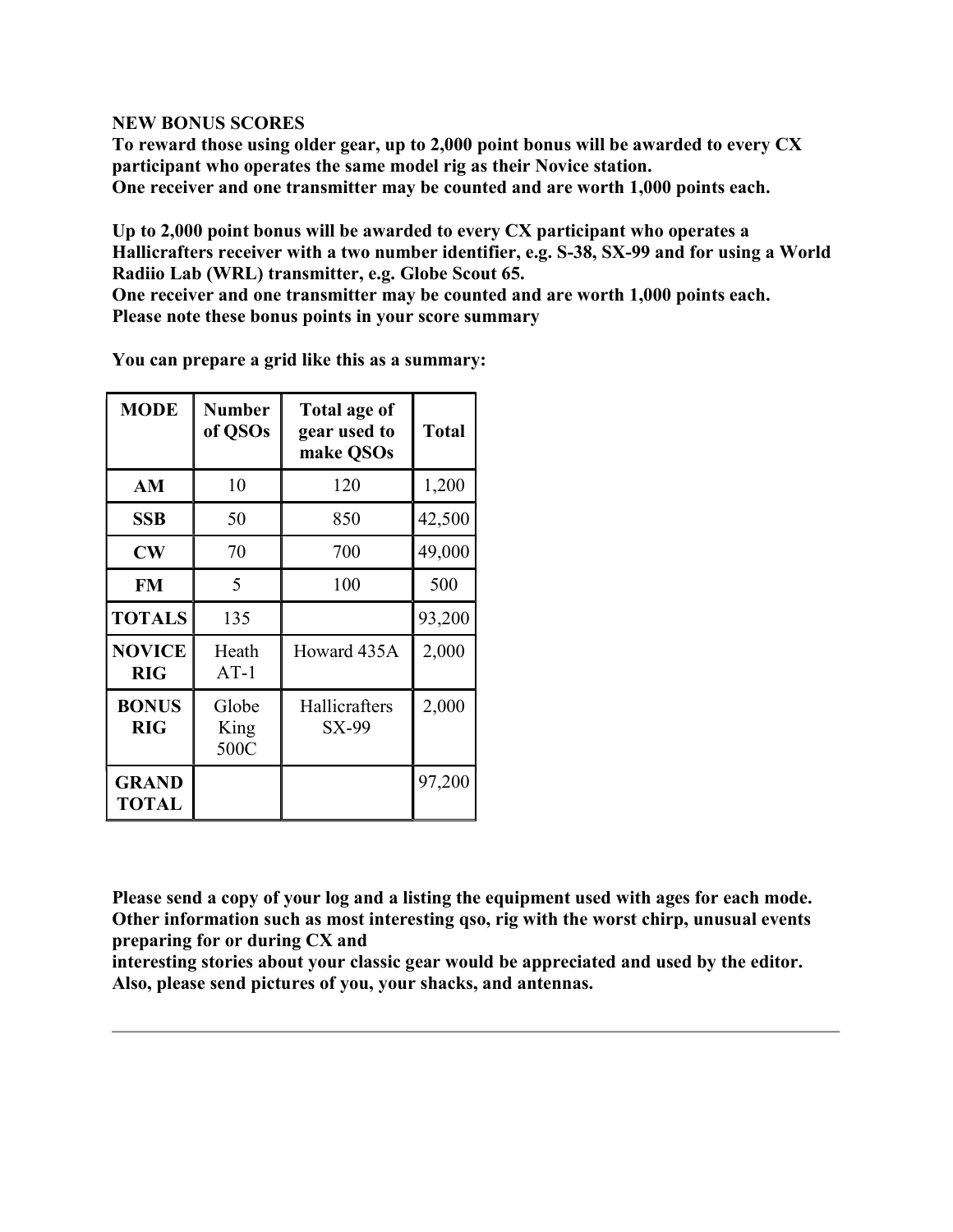**NEW BONUS SCORES**

**To reward those using older gear, up to 2,000 point bonus will be awarded to every CX participant who operates the same model rig as their Novice station.**

**One receiver and one transmitter may be counted and are worth 1,000 points each.**

**Up to 2,000 point bonus will be awarded to every CX participant who operates a Hallicrafters receiver with a two number identifier, e.g. S-38, SX-99 and for using a World Radiio Lab (WRL) transmitter, e.g. Globe Scout 65.**

**One receiver and one transmitter may be counted and are worth 1,000 points each.**

**Please note these bonus points in your score summary**

**You can prepare a grid like this as a summary:**

| MODE | Number of QSOs | Total age of gear used to make QSOs | Total |
|---|---|---|---|
| AM | 10 | 120 | 1,200 |
| SSB | 50 | 850 | 42,500 |
| CW | 70 | 700 | 49,000 |
| FM | 5 | 100 | 500 |
| TOTALS | 135 | | 93,200 |
| NOVICE RIG | Heath AT-1 | Howard 435A | 2,000 |
| BONUS RIG | Globe King 500C | Hallicrafters SX-99 | 2,000 |
| GRAND TOTAL | | | 97,200 |

**Please send a copy of your log and a listing the equipment used with ages for each mode. Other information such as most interesting qso, rig with the worst chirp, unusual events preparing for or during CX and interesting stories about your classic gear would be appreciated and used by the editor. Also, please send pictures of you, your shacks, and antennas.**

---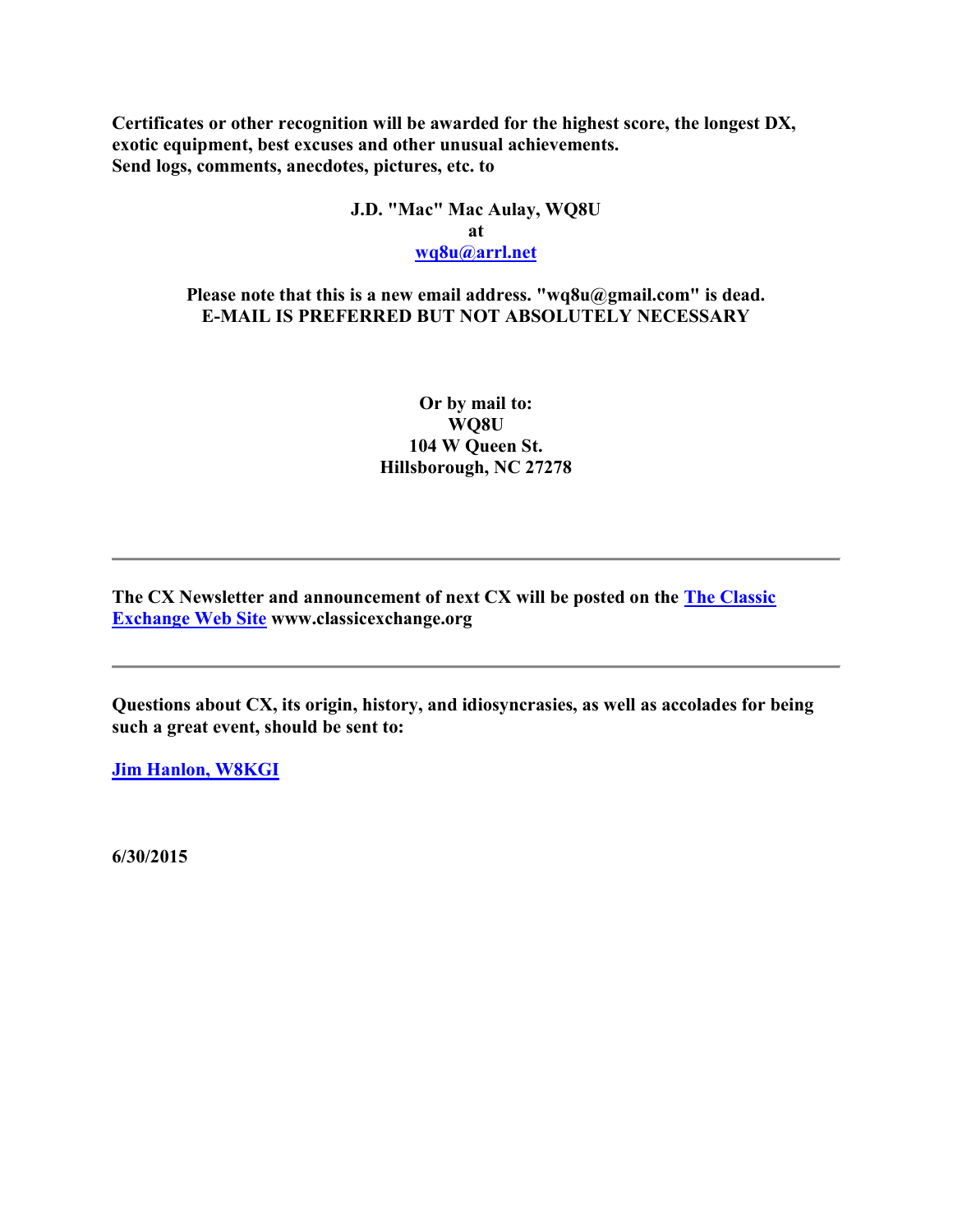**Certificates or other recognition will be awarded for the highest score, the longest DX, exotic equipment, best excuses and other unusual achievements.**
**Send logs, comments, anecdotes, pictures, etc. to**

**J.D. "Mac" Mac Aulay, WQ8U**
**at**
**wq8u@arrl.net**

**Please note that this is a new email address. "wq8u@gmail.com" is dead.**
**E-MAIL IS PREFERRED BUT NOT ABSOLUTELY NECESSARY**

**Or by mail to:**
**WQ8U**
**104 W Queen St.**
**Hillsborough, NC 27278**

---

**The CX Newsletter and announcement of next CX will be posted on the The Classic Exchange Web Site www.classicexchange.org**

---

**Questions about CX, its origin, history, and idiosyncrasies, as well as accolades for being such a great event, should be sent to:**

**Jim Hanlon, W8KGI**

**6/30/2015**